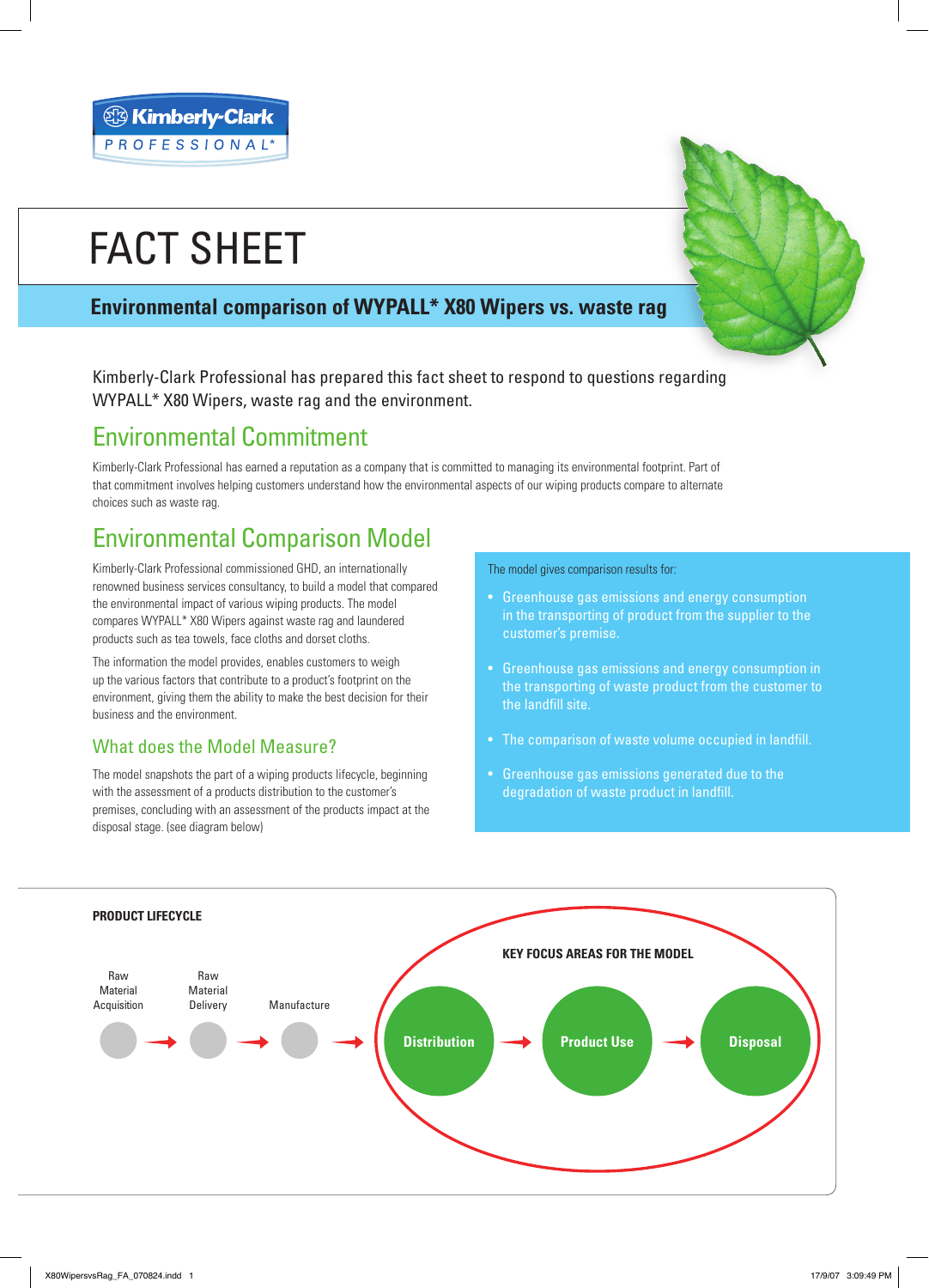Kimberly-Clark PROFESSIONAL*

# FACT SHEET

## Environmental comparison of WYPALL* X80 Wipers vs. waste rag

Kimberly-Clark Professional has prepared this fact sheet to respond to questions regarding WYPALL* X80 Wipers, waste rag and the environment.

## Environmental Commitment

Kimberly-Clark Professional has earned a reputation as a company that is committed to managing its environmental footprint. Part of that commitment involves helping customers understand how the environmental aspects of our wiping products compare to alternate choices such as waste rag.

## Environmental Comparison Model

Kimberly-Clark Professional commissioned GHD, an internationally renowned business services consultancy, to build a model that compared the environmental impact of various wiping products. The model compares WYPALL* X80 Wipers against waste rag and laundered products such as tea towels, face cloths and dorset cloths.

The information the model provides, enables customers to weigh up the various factors that contribute to a product's footprint on the environment, giving them the ability to make the best decision for their business and the environment.

### What does the Model Measure?

The model snapshots the part of a wiping products lifecycle, beginning with the assessment of a products distribution to the customer's premises, concluding with an assessment of the products impact at the disposal stage. (see diagram below)

The model gives comparison results for:

- Greenhouse gas emissions and energy consumption in the transporting of product from the supplier to the customer's premise.
- Greenhouse gas emissions and energy consumption in the transporting of waste product from the customer to the landfill site.
- The comparison of waste volume occupied in landfill.
- Greenhouse gas emissions generated due to the degradation of waste product in landfill.

**PRODUCT LIFECYCLE**

Raw Material Acquisition → Raw Material Delivery → Manufacture → Distribution → Product Use → Disposal

**KEY FOCUS AREAS FOR THE MODEL**: Distribution → Product Use → Disposal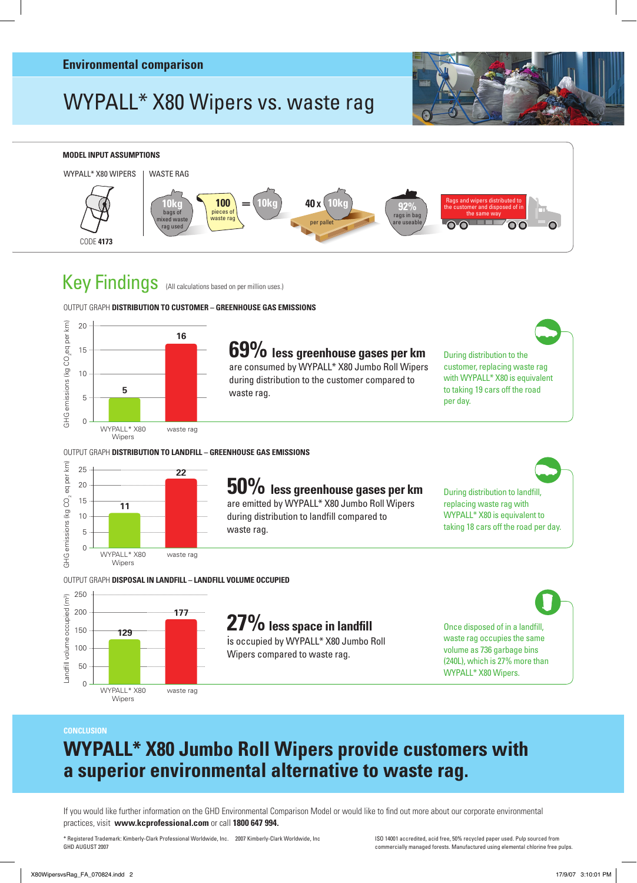## Environmental comparison

# WYPALL* X80 Wipers vs. waste rag

**MODEL INPUT ASSUMPTIONS**

WYPALL* X80 WIPERS

CODE **4173**

WASTE RAG

10kg bags of mixed waste rag used

100 pieces of waste rag = 10kg

40 x 10kg per pallet

92% rags in bag are useable

Rags and wipers distributed to the customer and disposed of in the same way

# Key Findings

(All calculations based on per million uses.)

OUTPUT GRAPH **DISTRIBUTION TO CUSTOMER – GREENHOUSE GAS EMISSIONS**

GHG emissions (kg $CO_2$ eq per km)

20
15
10
5
0

5
16

WYPALL* X80 Wipers
waste rag

**69% less greenhouse gases per km** are consumed by WYPALL* X80 Jumbo Roll Wipers during distribution to the customer compared to waste rag.

During distribution to the customer, replacing waste rag with WYPALL* X80 is equivalent to taking 19 cars off the road per day.

OUTPUT GRAPH **DISTRIBUTION TO LANDFILL – GREENHOUSE GAS EMISSIONS**

GHG emissions (kg $CO_2$ eq per km)

25
20
15
10
5
0

11
22

WYPALL* X80 Wipers
waste rag

**50% less greenhouse gases per km** are emitted by WYPALL* X80 Jumbo Roll Wipers during distribution to landfill compared to waste rag.

During distribution to landfill, replacing waste rag with WYPALL* X80 is equivalent to taking 18 cars off the road per day.

OUTPUT GRAPH **DISPOSAL IN LANDFILL – LANDFILL VOLUME OCCUPIED**

Landfill volume occupied ($m^3$)

250
200
150
100
50
0

129
177

WYPALL* X80 Wipers
waste rag

**27% less space in landfill** is occupied by WYPALL* X80 Jumbo Roll Wipers compared to waste rag.

Once disposed of in a landfill, waste rag occupies the same volume as 736 garbage bins (240L), which is 27% more than WYPALL* X80 Wipers.

**CONCLUSION**

## WYPALL* X80 Jumbo Roll Wipers provide customers with a superior environmental alternative to waste rag.

If you would like further information on the GHD Environmental Comparison Model or would like to find out more about our corporate environmental practices, visit **www.kcprofessional.com** or call **1800 647 994.**

* Registered Trademark: Kimberly-Clark Professional Worldwide, Inc. 2007 Kimberly-Clark Worldwide, Inc
GHD AUGUST 2007

ISO 14001 accredited, acid free, 50% recycled paper used. Pulp sourced from commercially managed forests. Manufactured using elemental chlorine free pulps.